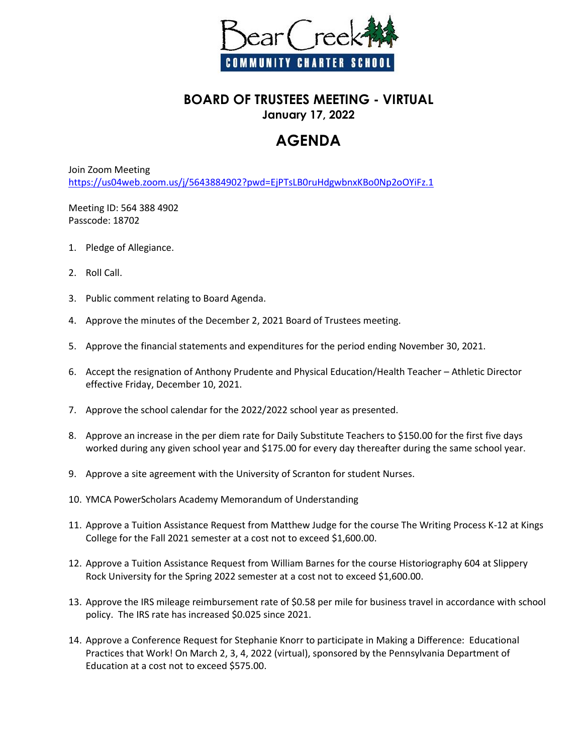Bear Creek COMMUNITY CHARTER SCHOOL

## BOARD OF TRUSTEES MEETING - VIRTUAL

**January 17, 2022**

# AGENDA

Join Zoom Meeting
https://us04web.zoom.us/j/5643884902?pwd=EjPTsLB0ruHdgwbnxKBo0Np2oOYiFz.1

Meeting ID: 564 388 4902
Passcode: 18702

1. Pledge of Allegiance.
2. Roll Call.
3. Public comment relating to Board Agenda.
4. Approve the minutes of the December 2, 2021 Board of Trustees meeting.
5. Approve the financial statements and expenditures for the period ending November 30, 2021.
6. Accept the resignation of Anthony Prudente and Physical Education/Health Teacher – Athletic Director effective Friday, December 10, 2021.
7. Approve the school calendar for the 2022/2022 school year as presented.
8. Approve an increase in the per diem rate for Daily Substitute Teachers to $150.00 for the first five days worked during any given school year and $175.00 for every day thereafter during the same school year.
9. Approve a site agreement with the University of Scranton for student Nurses.
10. YMCA PowerScholars Academy Memorandum of Understanding
11. Approve a Tuition Assistance Request from Matthew Judge for the course The Writing Process K-12 at Kings College for the Fall 2021 semester at a cost not to exceed $1,600.00.
12. Approve a Tuition Assistance Request from William Barnes for the course Historiography 604 at Slippery Rock University for the Spring 2022 semester at a cost not to exceed $1,600.00.
13. Approve the IRS mileage reimbursement rate of $0.58 per mile for business travel in accordance with school policy. The IRS rate has increased $0.025 since 2021.
14. Approve a Conference Request for Stephanie Knorr to participate in Making a Difference: Educational Practices that Work! On March 2, 3, 4, 2022 (virtual), sponsored by the Pennsylvania Department of Education at a cost not to exceed $575.00.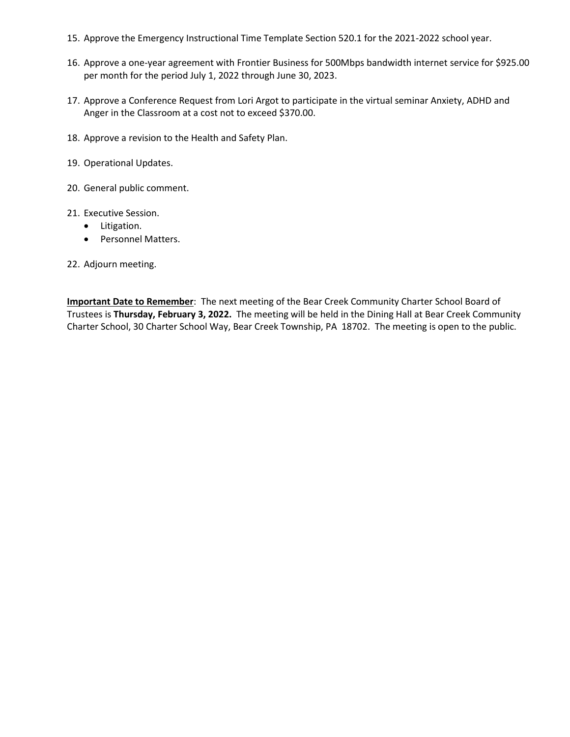15. Approve the Emergency Instructional Time Template Section 520.1 for the 2021-2022 school year.

16. Approve a one-year agreement with Frontier Business for 500Mbps bandwidth internet service for $925.00 per month for the period July 1, 2022 through June 30, 2023.

17. Approve a Conference Request from Lori Argot to participate in the virtual seminar Anxiety, ADHD and Anger in the Classroom at a cost not to exceed $370.00.

18. Approve a revision to the Health and Safety Plan.

19. Operational Updates.

20. General public comment.

21. Executive Session.
    - Litigation.
    - Personnel Matters.

22. Adjourn meeting.

**Important Date to Remember**: The next meeting of the Bear Creek Community Charter School Board of Trustees is **Thursday, February 3, 2022.** The meeting will be held in the Dining Hall at Bear Creek Community Charter School, 30 Charter School Way, Bear Creek Township, PA 18702. The meeting is open to the public.